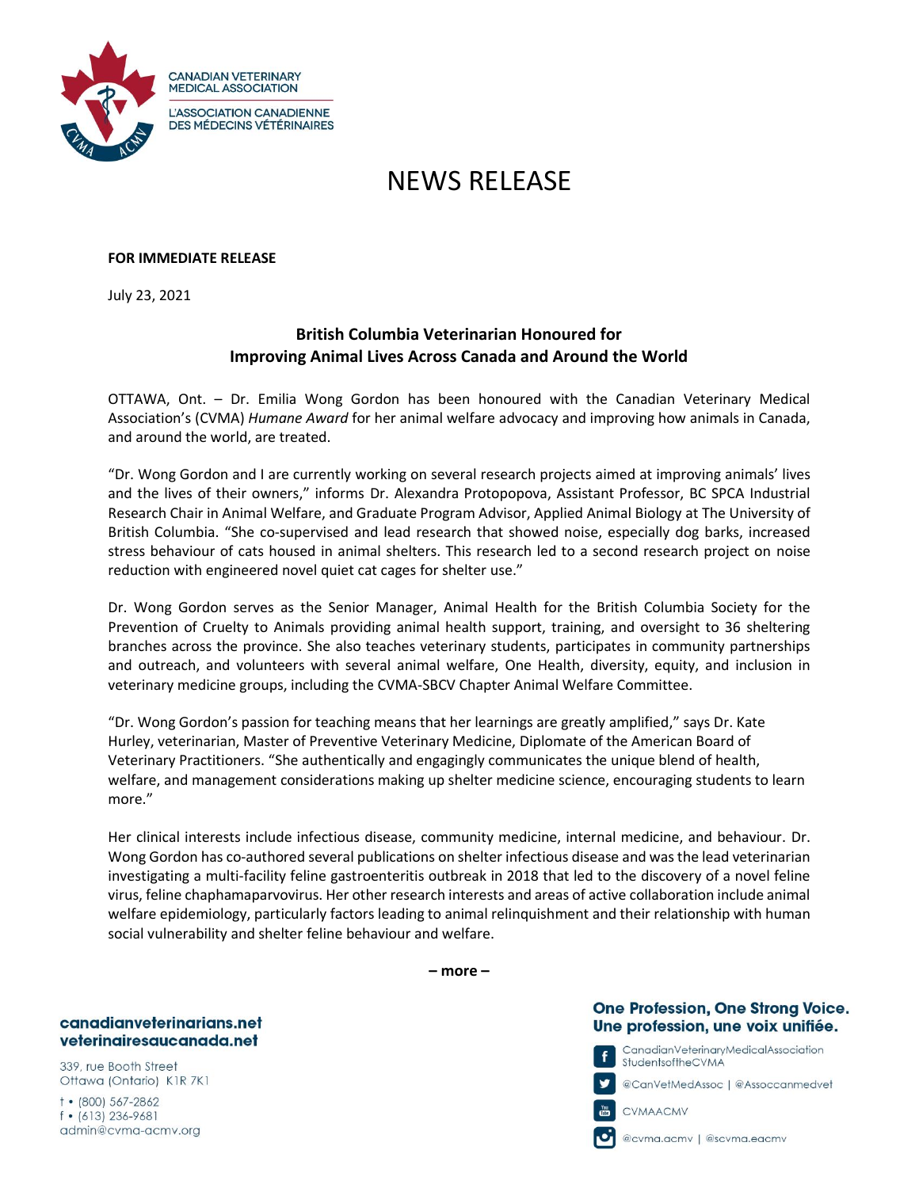# NEWS RELEASE

**FOR IMMEDIATE RELEASE**

July 23, 2021

## British Columbia Veterinarian Honoured for Improving Animal Lives Across Canada and Around the World

OTTAWA, Ont. – Dr. Emilia Wong Gordon has been honoured with the Canadian Veterinary Medical Association's (CVMA) *Humane Award* for her animal welfare advocacy and improving how animals in Canada, and around the world, are treated.

"Dr. Wong Gordon and I are currently working on several research projects aimed at improving animals' lives and the lives of their owners," informs Dr. Alexandra Protopopova, Assistant Professor, BC SPCA Industrial Research Chair in Animal Welfare, and Graduate Program Advisor, Applied Animal Biology at The University of British Columbia. "She co-supervised and lead research that showed noise, especially dog barks, increased stress behaviour of cats housed in animal shelters. This research led to a second research project on noise reduction with engineered novel quiet cat cages for shelter use."

Dr. Wong Gordon serves as the Senior Manager, Animal Health for the British Columbia Society for the Prevention of Cruelty to Animals providing animal health support, training, and oversight to 36 sheltering branches across the province. She also teaches veterinary students, participates in community partnerships and outreach, and volunteers with several animal welfare, One Health, diversity, equity, and inclusion in veterinary medicine groups, including the CVMA-SBCV Chapter Animal Welfare Committee.

"Dr. Wong Gordon's passion for teaching means that her learnings are greatly amplified," says Dr. Kate Hurley, veterinarian, Master of Preventive Veterinary Medicine, Diplomate of the American Board of Veterinary Practitioners. "She authentically and engagingly communicates the unique blend of health, welfare, and management considerations making up shelter medicine science, encouraging students to learn more."

Her clinical interests include infectious disease, community medicine, internal medicine, and behaviour. Dr. Wong Gordon has co-authored several publications on shelter infectious disease and was the lead veterinarian investigating a multi-facility feline gastroenteritis outbreak in 2018 that led to the discovery of a novel feline virus, feline chaphamaparvovirus. Her other research interests and areas of active collaboration include animal welfare epidemiology, particularly factors leading to animal relinquishment and their relationship with human social vulnerability and shelter feline behaviour and welfare.

**– more –**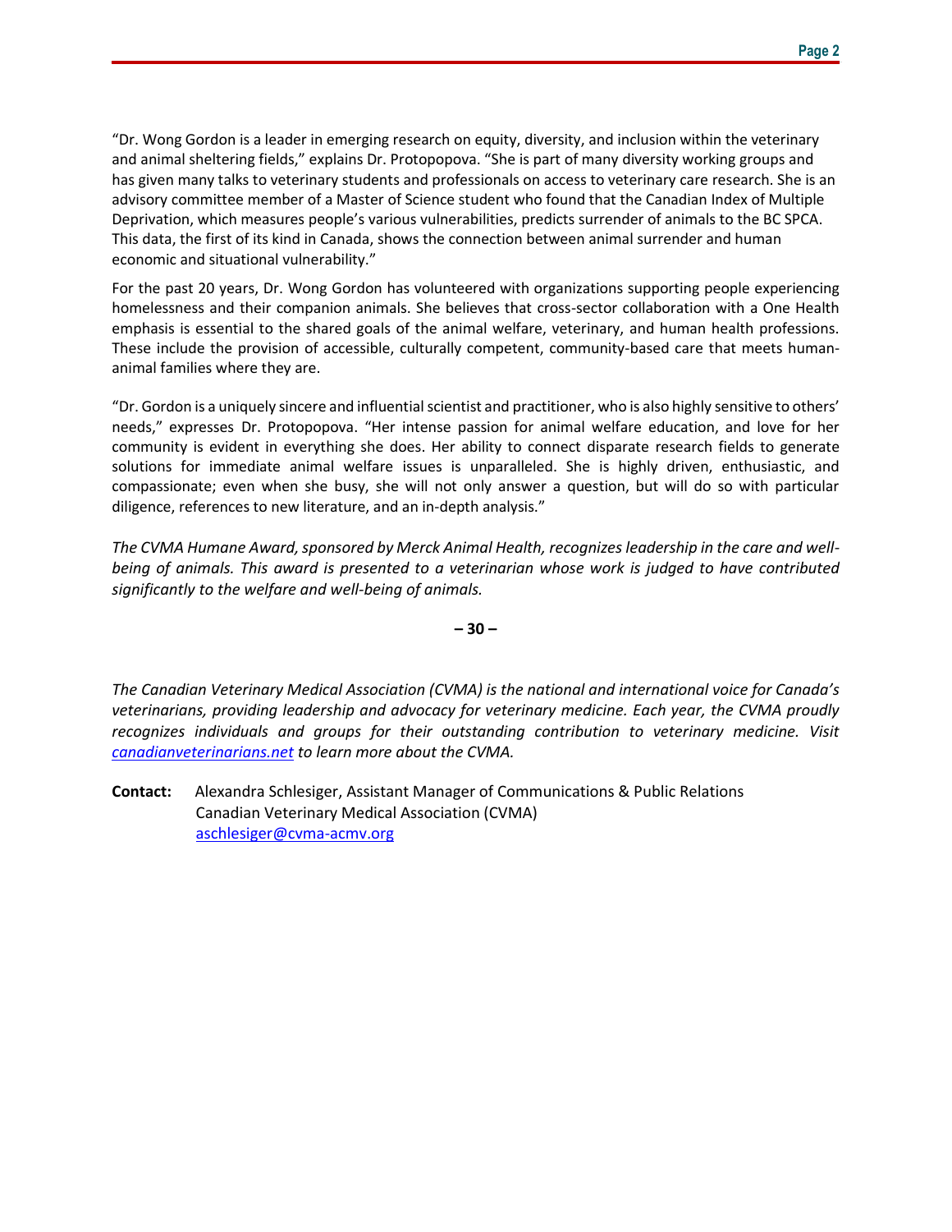"Dr. Wong Gordon is a leader in emerging research on equity, diversity, and inclusion within the veterinary and animal sheltering fields," explains Dr. Protopopova. "She is part of many diversity working groups and has given many talks to veterinary students and professionals on access to veterinary care research. She is an advisory committee member of a Master of Science student who found that the Canadian Index of Multiple Deprivation, which measures people's various vulnerabilities, predicts surrender of animals to the BC SPCA. This data, the first of its kind in Canada, shows the connection between animal surrender and human economic and situational vulnerability."

For the past 20 years, Dr. Wong Gordon has volunteered with organizations supporting people experiencing homelessness and their companion animals. She believes that cross-sector collaboration with a One Health emphasis is essential to the shared goals of the animal welfare, veterinary, and human health professions. These include the provision of accessible, culturally competent, community-based care that meets human-animal families where they are.

"Dr. Gordon is a uniquely sincere and influential scientist and practitioner, who is also highly sensitive to others' needs," expresses Dr. Protopopova. "Her intense passion for animal welfare education, and love for her community is evident in everything she does. Her ability to connect disparate research fields to generate solutions for immediate animal welfare issues is unparalleled. She is highly driven, enthusiastic, and compassionate; even when she busy, she will not only answer a question, but will do so with particular diligence, references to new literature, and an in-depth analysis."

*The CVMA Humane Award, sponsored by Merck Animal Health, recognizes leadership in the care and well-being of animals. This award is presented to a veterinarian whose work is judged to have contributed significantly to the welfare and well-being of animals.*

**– 30 –**

*The Canadian Veterinary Medical Association (CVMA) is the national and international voice for Canada's veterinarians, providing leadership and advocacy for veterinary medicine. Each year, the CVMA proudly recognizes individuals and groups for their outstanding contribution to veterinary medicine. Visit canadianveterinarians.net to learn more about the CVMA.*

**Contact:** Alexandra Schlesiger, Assistant Manager of Communications & Public Relations
Canadian Veterinary Medical Association (CVMA)
aschlesiger@cvma-acmv.org